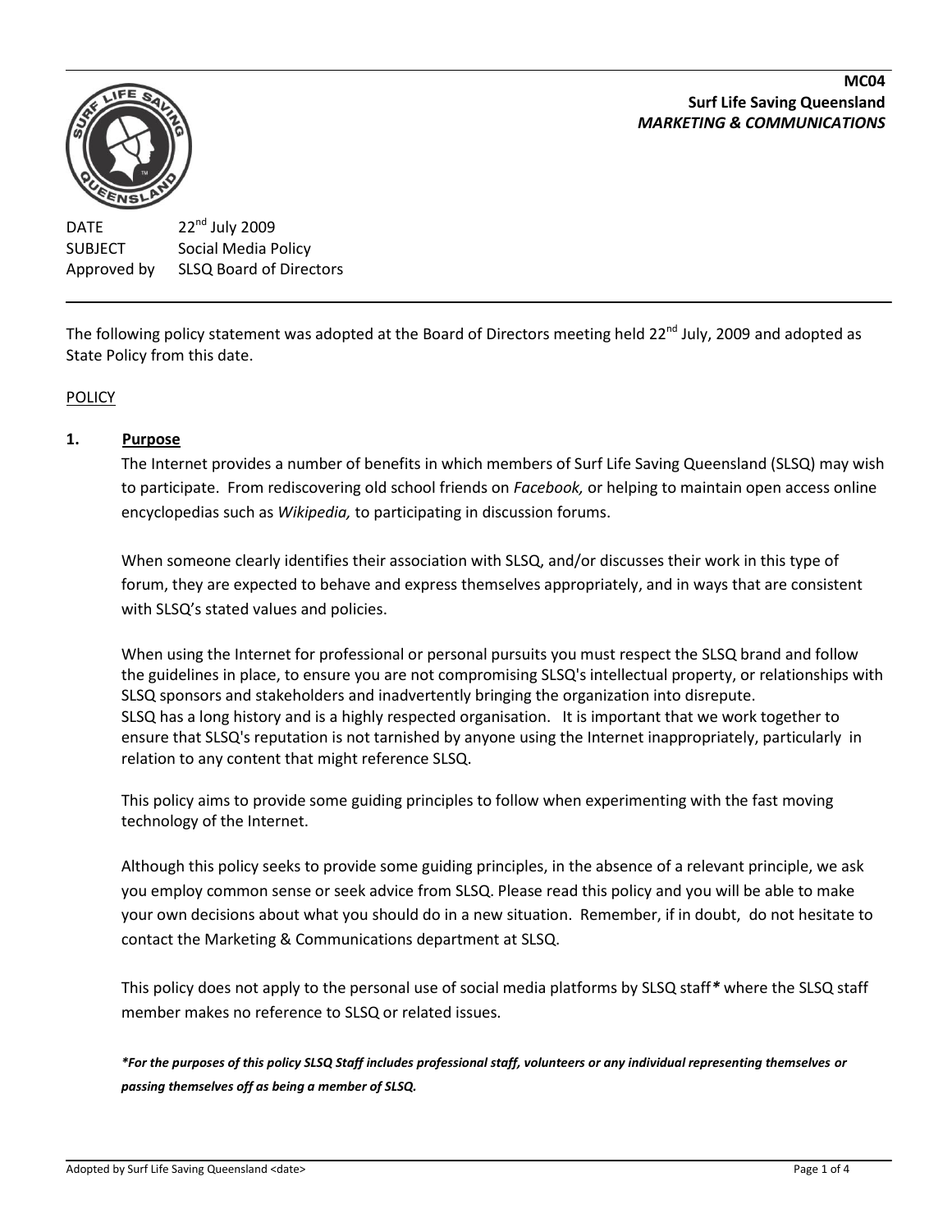**MC04**
**Surf Life Saving Queensland**
***MARKETING & COMMUNICATIONS***

DATE 22nd July 2009
SUBJECT Social Media Policy
Approved by SLSQ Board of Directors

---

The following policy statement was adopted at the Board of Directors meeting held 22nd July, 2009 and adopted as State Policy from this date.

POLICY

## 1. Purpose

The Internet provides a number of benefits in which members of Surf Life Saving Queensland (SLSQ) may wish to participate. From rediscovering old school friends on *Facebook,* or helping to maintain open access online encyclopedias such as *Wikipedia,* to participating in discussion forums.

When someone clearly identifies their association with SLSQ, and/or discusses their work in this type of forum, they are expected to behave and express themselves appropriately, and in ways that are consistent with SLSQ's stated values and policies.

When using the Internet for professional or personal pursuits you must respect the SLSQ brand and follow the guidelines in place, to ensure you are not compromising SLSQ's intellectual property, or relationships with SLSQ sponsors and stakeholders and inadvertently bringing the organization into disrepute.
SLSQ has a long history and is a highly respected organisation. It is important that we work together to ensure that SLSQ's reputation is not tarnished by anyone using the Internet inappropriately, particularly in relation to any content that might reference SLSQ.

This policy aims to provide some guiding principles to follow when experimenting with the fast moving technology of the Internet.

Although this policy seeks to provide some guiding principles, in the absence of a relevant principle, we ask you employ common sense or seek advice from SLSQ. Please read this policy and you will be able to make your own decisions about what you should do in a new situation. Remember, if in doubt, do not hesitate to contact the Marketing & Communications department at SLSQ.

This policy does not apply to the personal use of social media platforms by SLSQ staff***** where the SLSQ staff member makes no reference to SLSQ or related issues.

***For the purposes of this policy SLSQ Staff includes professional staff, volunteers or any individual representing themselves or passing themselves off as being a member of SLSQ.***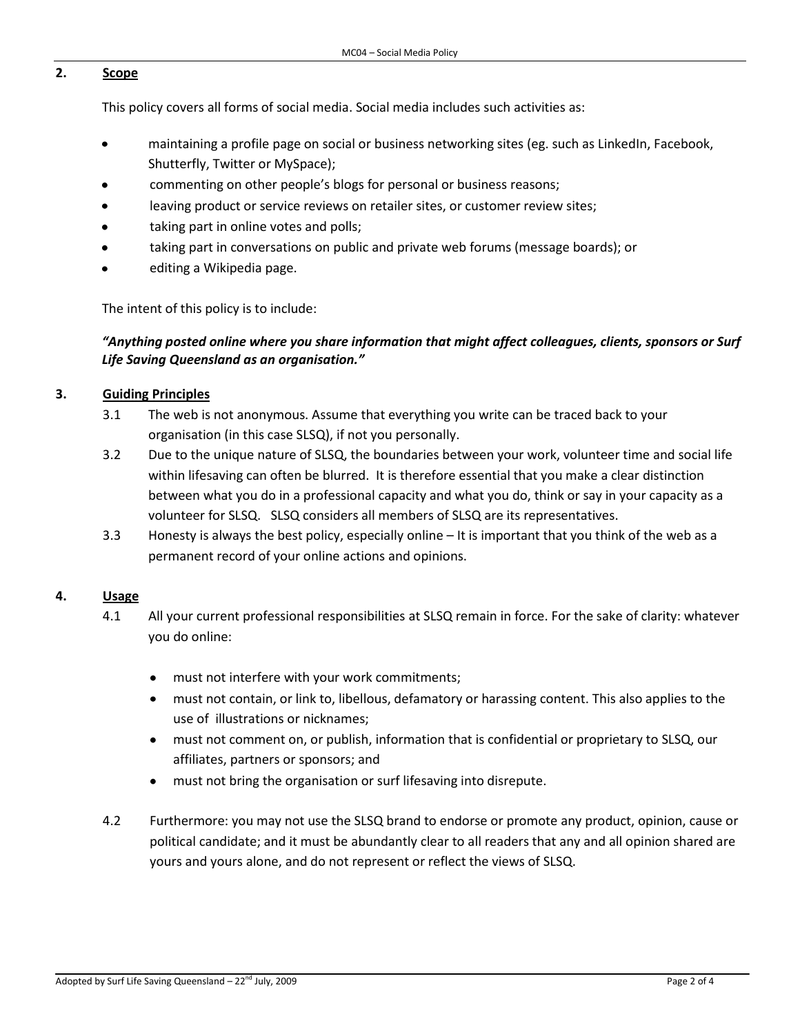## 2. Scope

This policy covers all forms of social media. Social media includes such activities as:

- maintaining a profile page on social or business networking sites (eg. such as LinkedIn, Facebook, Shutterfly, Twitter or MySpace);
- commenting on other people's blogs for personal or business reasons;
- leaving product or service reviews on retailer sites, or customer review sites;
- taking part in online votes and polls;
- taking part in conversations on public and private web forums (message boards); or
- editing a Wikipedia page.

The intent of this policy is to include:

***"Anything posted online where you share information that might affect colleagues, clients, sponsors or Surf Life Saving Queensland as an organisation."***

## 3. Guiding Principles

3.1 The web is not anonymous. Assume that everything you write can be traced back to your organisation (in this case SLSQ), if not you personally.

3.2 Due to the unique nature of SLSQ, the boundaries between your work, volunteer time and social life within lifesaving can often be blurred. It is therefore essential that you make a clear distinction between what you do in a professional capacity and what you do, think or say in your capacity as a volunteer for SLSQ. SLSQ considers all members of SLSQ are its representatives.

3.3 Honesty is always the best policy, especially online – It is important that you think of the web as a permanent record of your online actions and opinions.

## 4. Usage

4.1 All your current professional responsibilities at SLSQ remain in force. For the sake of clarity: whatever you do online:

- must not interfere with your work commitments;
- must not contain, or link to, libellous, defamatory or harassing content. This also applies to the use of illustrations or nicknames;
- must not comment on, or publish, information that is confidential or proprietary to SLSQ, our affiliates, partners or sponsors; and
- must not bring the organisation or surf lifesaving into disrepute.

4.2 Furthermore: you may not use the SLSQ brand to endorse or promote any product, opinion, cause or political candidate; and it must be abundantly clear to all readers that any and all opinion shared are yours and yours alone, and do not represent or reflect the views of SLSQ.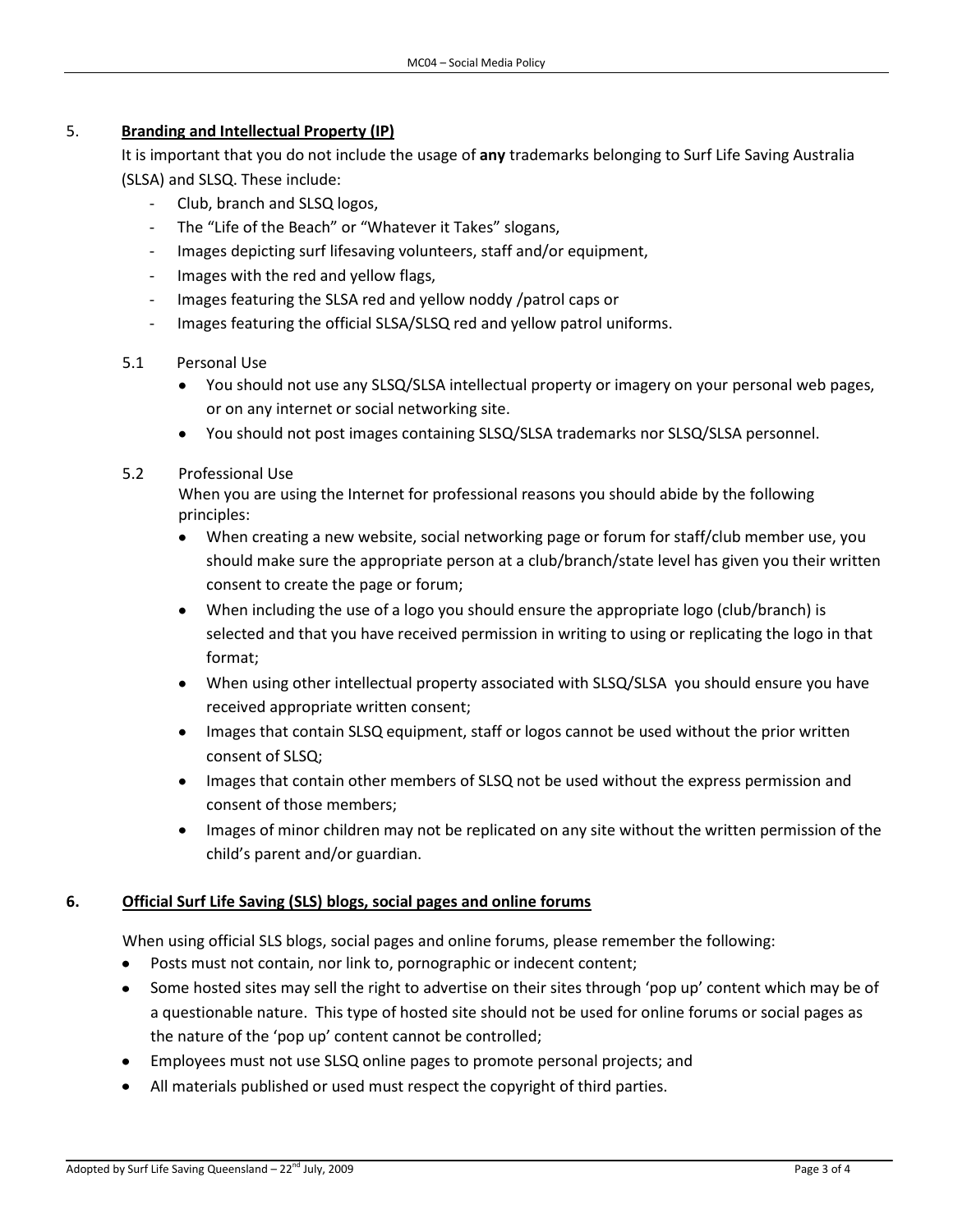## 5. Branding and Intellectual Property (IP)

It is important that you do not include the usage of **any** trademarks belonging to Surf Life Saving Australia (SLSA) and SLSQ. These include:

- Club, branch and SLSQ logos,
- The "Life of the Beach" or "Whatever it Takes" slogans,
- Images depicting surf lifesaving volunteers, staff and/or equipment,
- Images with the red and yellow flags,
- Images featuring the SLSA red and yellow noddy /patrol caps or
- Images featuring the official SLSA/SLSQ red and yellow patrol uniforms.

### 5.1 Personal Use

- You should not use any SLSQ/SLSA intellectual property or imagery on your personal web pages, or on any internet or social networking site.
- You should not post images containing SLSQ/SLSA trademarks nor SLSQ/SLSA personnel.

### 5.2 Professional Use

When you are using the Internet for professional reasons you should abide by the following principles:

- When creating a new website, social networking page or forum for staff/club member use, you should make sure the appropriate person at a club/branch/state level has given you their written consent to create the page or forum;
- When including the use of a logo you should ensure the appropriate logo (club/branch) is selected and that you have received permission in writing to using or replicating the logo in that format;
- When using other intellectual property associated with SLSQ/SLSA you should ensure you have received appropriate written consent;
- Images that contain SLSQ equipment, staff or logos cannot be used without the prior written consent of SLSQ;
- Images that contain other members of SLSQ not be used without the express permission and consent of those members;
- Images of minor children may not be replicated on any site without the written permission of the child's parent and/or guardian.

## 6. Official Surf Life Saving (SLS) blogs, social pages and online forums

When using official SLS blogs, social pages and online forums, please remember the following:

- Posts must not contain, nor link to, pornographic or indecent content;
- Some hosted sites may sell the right to advertise on their sites through 'pop up' content which may be of a questionable nature. This type of hosted site should not be used for online forums or social pages as the nature of the 'pop up' content cannot be controlled;
- Employees must not use SLSQ online pages to promote personal projects; and
- All materials published or used must respect the copyright of third parties.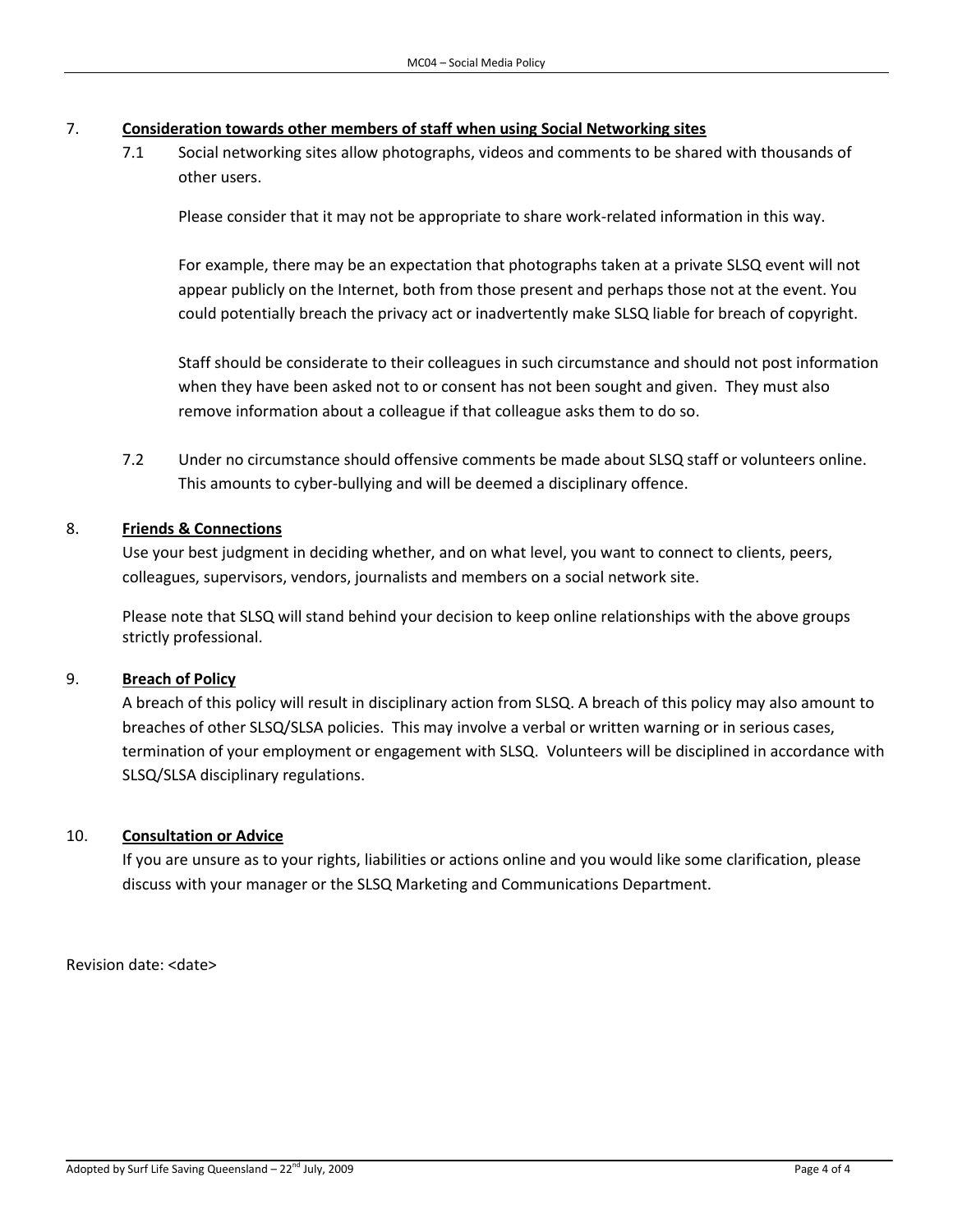## 7. **Consideration towards other members of staff when using Social Networking sites**

7.1 Social networking sites allow photographs, videos and comments to be shared with thousands of other users.

Please consider that it may not be appropriate to share work-related information in this way.

For example, there may be an expectation that photographs taken at a private SLSQ event will not appear publicly on the Internet, both from those present and perhaps those not at the event. You could potentially breach the privacy act or inadvertently make SLSQ liable for breach of copyright.

Staff should be considerate to their colleagues in such circumstance and should not post information when they have been asked not to or consent has not been sought and given. They must also remove information about a colleague if that colleague asks them to do so.

7.2 Under no circumstance should offensive comments be made about SLSQ staff or volunteers online. This amounts to cyber-bullying and will be deemed a disciplinary offence.

## 8. **Friends & Connections**

Use your best judgment in deciding whether, and on what level, you want to connect to clients, peers, colleagues, supervisors, vendors, journalists and members on a social network site.

Please note that SLSQ will stand behind your decision to keep online relationships with the above groups strictly professional.

## 9. **Breach of Policy**

A breach of this policy will result in disciplinary action from SLSQ. A breach of this policy may also amount to breaches of other SLSQ/SLSA policies. This may involve a verbal or written warning or in serious cases, termination of your employment or engagement with SLSQ. Volunteers will be disciplined in accordance with SLSQ/SLSA disciplinary regulations.

## 10. **Consultation or Advice**

If you are unsure as to your rights, liabilities or actions online and you would like some clarification, please discuss with your manager or the SLSQ Marketing and Communications Department.

Revision date: <date>